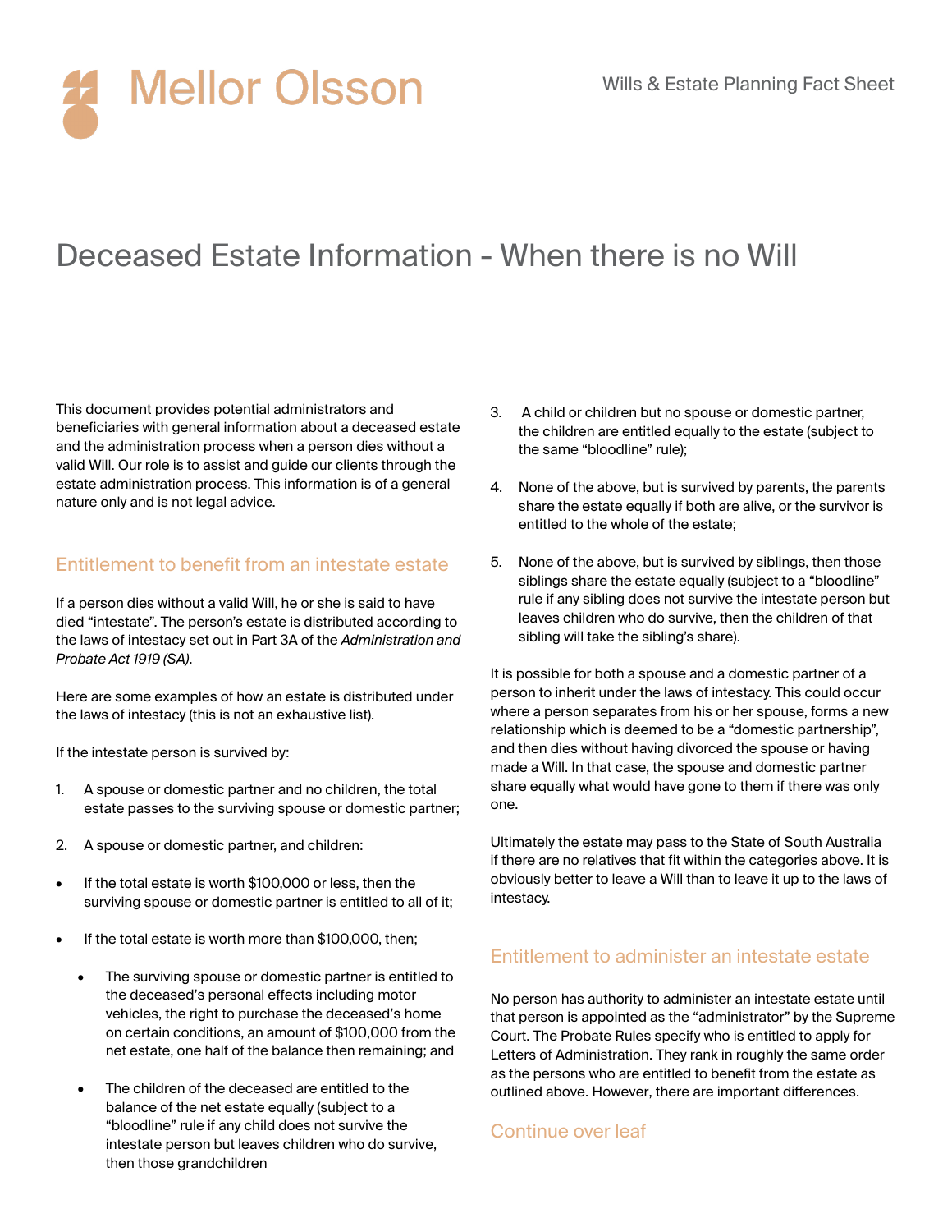# Mellor Olsson

Wills & Estate Planning Fact Sheet

# Deceased Estate Information - When there is no Will

This document provides potential administrators and beneficiaries with general information about a deceased estate and the administration process when a person dies without a valid Will. Our role is to assist and guide our clients through the estate administration process. This information is of a general nature only and is not legal advice.

## Entitlement to benefit from an intestate estate

If a person dies without a valid Will, he or she is said to have died "intestate". The person's estate is distributed according to the laws of intestacy set out in Part 3A of the *Administration and Probate Act 1919 (SA)*.

Here are some examples of how an estate is distributed under the laws of intestacy (this is not an exhaustive list).

If the intestate person is survived by:

1. A spouse or domestic partner and no children, the total estate passes to the surviving spouse or domestic partner;
2. A spouse or domestic partner, and children:

- If the total estate is worth $100,000 or less, then the surviving spouse or domestic partner is entitled to all of it;
- If the total estate is worth more than $100,000, then;
    - The surviving spouse or domestic partner is entitled to the deceased's personal effects including motor vehicles, the right to purchase the deceased's home on certain conditions, an amount of $100,000 from the net estate, one half of the balance then remaining; and
    - The children of the deceased are entitled to the balance of the net estate equally (subject to a "bloodline" rule if any child does not survive the intestate person but leaves children who do survive, then those grandchildren

3. A child or children but no spouse or domestic partner, the children are entitled equally to the estate (subject to the same "bloodline" rule);
4. None of the above, but is survived by parents, the parents share the estate equally if both are alive, or the survivor is entitled to the whole of the estate;
5. None of the above, but is survived by siblings, then those siblings share the estate equally (subject to a "bloodline" rule if any sibling does not survive the intestate person but leaves children who do survive, then the children of that sibling will take the sibling's share).

It is possible for both a spouse and a domestic partner of a person to inherit under the laws of intestacy. This could occur where a person separates from his or her spouse, forms a new relationship which is deemed to be a "domestic partnership", and then dies without having divorced the spouse or having made a Will. In that case, the spouse and domestic partner share equally what would have gone to them if there was only one.

Ultimately the estate may pass to the State of South Australia if there are no relatives that fit within the categories above. It is obviously better to leave a Will than to leave it up to the laws of intestacy.

## Entitlement to administer an intestate estate

No person has authority to administer an intestate estate until that person is appointed as the "administrator" by the Supreme Court. The Probate Rules specify who is entitled to apply for Letters of Administration. They rank in roughly the same order as the persons who are entitled to benefit from the estate as outlined above. However, there are important differences.

Continue over leaf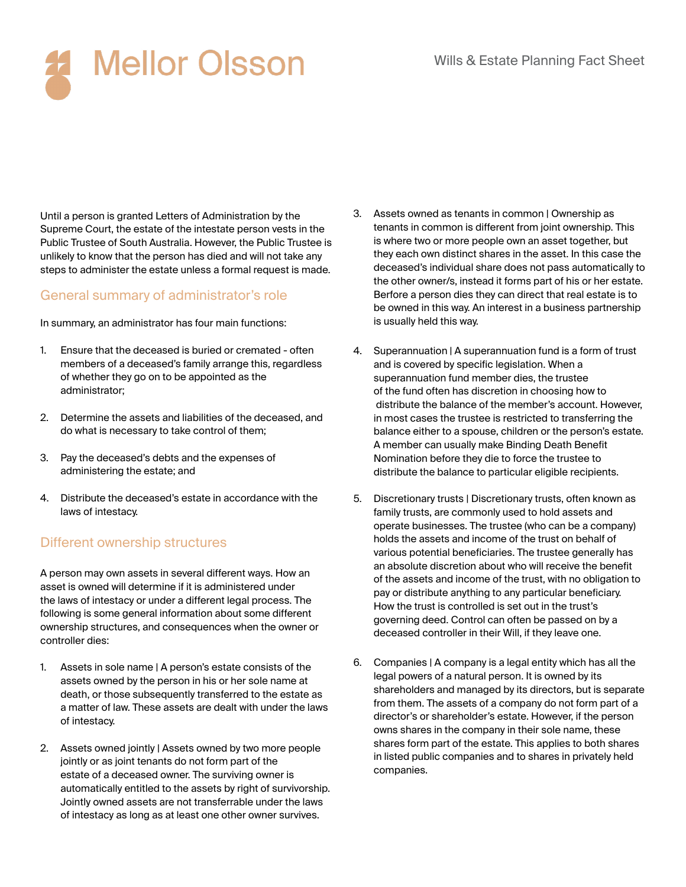Until a person is granted Letters of Administration by the Supreme Court, the estate of the intestate person vests in the Public Trustee of South Australia. However, the Public Trustee is unlikely to know that the person has died and will not take any steps to administer the estate unless a formal request is made.

## General summary of administrator's role

In summary, an administrator has four main functions:

1. Ensure that the deceased is buried or cremated - often members of a deceased's family arrange this, regardless of whether they go on to be appointed as the administrator;

2. Determine the assets and liabilities of the deceased, and do what is necessary to take control of them;

3. Pay the deceased's debts and the expenses of administering the estate; and

4. Distribute the deceased's estate in accordance with the laws of intestacy.

## Different ownership structures

A person may own assets in several different ways. How an asset is owned will determine if it is administered under the laws of intestacy or under a different legal process. The following is some general information about some different ownership structures, and consequences when the owner or controller dies:

1. Assets in sole name | A person's estate consists of the assets owned by the person in his or her sole name at death, or those subsequently transferred to the estate as a matter of law. These assets are dealt with under the laws of intestacy.

2. Assets owned jointly | Assets owned by two more people jointly or as joint tenants do not form part of the estate of a deceased owner. The surviving owner is automatically entitled to the assets by right of survivorship. Jointly owned assets are not transferrable under the laws of intestacy as long as at least one other owner survives.

3. Assets owned as tenants in common | Ownership as tenants in common is different from joint ownership. This is where two or more people own an asset together, but they each own distinct shares in the asset. In this case the deceased's individual share does not pass automatically to the other owner/s, instead it forms part of his or her estate. Berfore a person dies they can direct that real estate is to be owned in this way. An interest in a business partnership is usually held this way.

4. Superannuation | A superannuation fund is a form of trust and is covered by specific legislation. When a superannuation fund member dies, the trustee of the fund often has discretion in choosing how to distribute the balance of the member's account. However, in most cases the trustee is restricted to transferring the balance either to a spouse, children or the person's estate. A member can usually make Binding Death Benefit Nomination before they die to force the trustee to distribute the balance to particular eligible recipients.

5. Discretionary trusts | Discretionary trusts, often known as family trusts, are commonly used to hold assets and operate businesses. The trustee (who can be a company) holds the assets and income of the trust on behalf of various potential beneficiaries. The trustee generally has an absolute discretion about who will receive the benefit of the assets and income of the trust, with no obligation to pay or distribute anything to any particular beneficiary. How the trust is controlled is set out in the trust's governing deed. Control can often be passed on by a deceased controller in their Will, if they leave one.

6. Companies | A company is a legal entity which has all the legal powers of a natural person. It is owned by its shareholders and managed by its directors, but is separate from them. The assets of a company do not form part of a director's or shareholder's estate. However, if the person owns shares in the company in their sole name, these shares form part of the estate. This applies to both shares in listed public companies and to shares in privately held companies.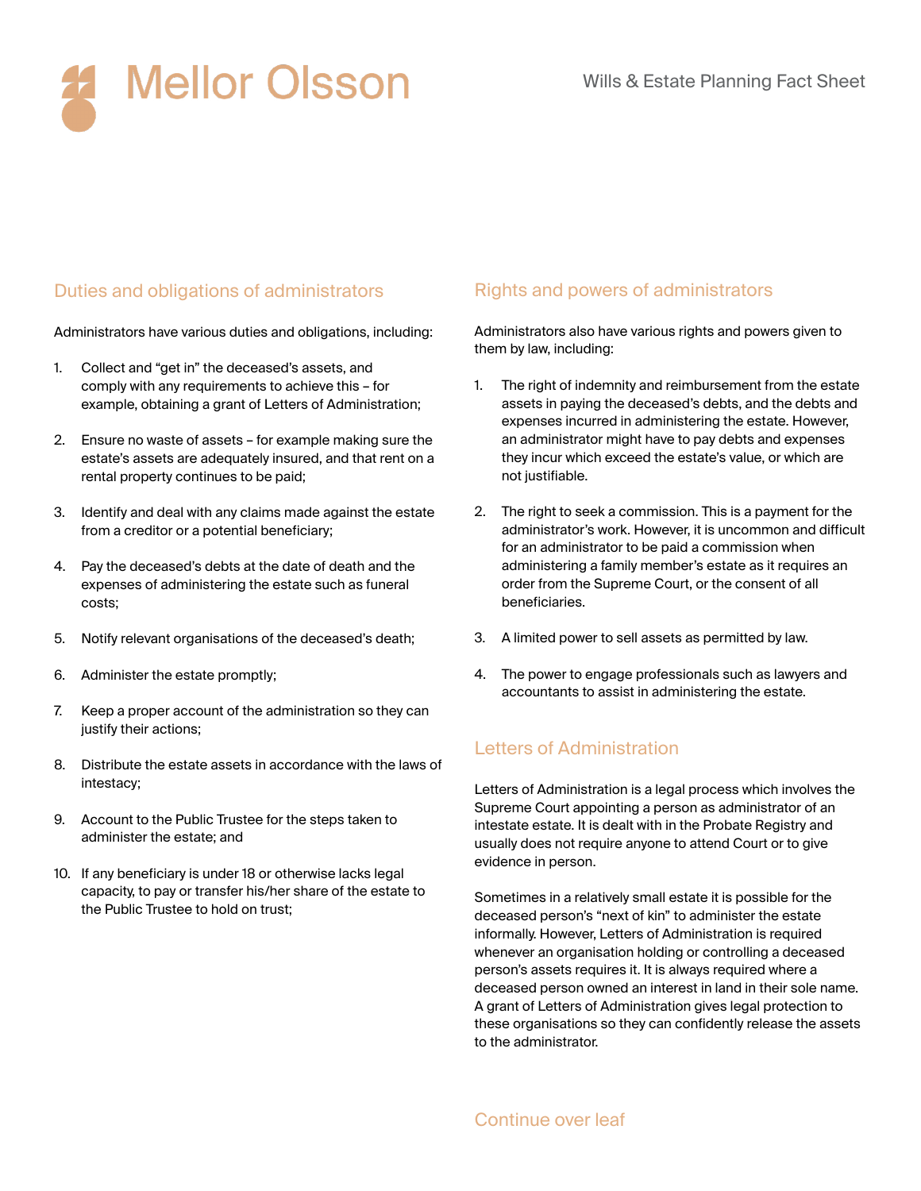## Duties and obligations of administrators

Administrators have various duties and obligations, including:

1. Collect and "get in" the deceased's assets, and comply with any requirements to achieve this – for example, obtaining a grant of Letters of Administration;
2. Ensure no waste of assets – for example making sure the estate's assets are adequately insured, and that rent on a rental property continues to be paid;
3. Identify and deal with any claims made against the estate from a creditor or a potential beneficiary;
4. Pay the deceased's debts at the date of death and the expenses of administering the estate such as funeral costs;
5. Notify relevant organisations of the deceased's death;
6. Administer the estate promptly;
7. Keep a proper account of the administration so they can justify their actions;
8. Distribute the estate assets in accordance with the laws of intestacy;
9. Account to the Public Trustee for the steps taken to administer the estate; and
10. If any beneficiary is under 18 or otherwise lacks legal capacity, to pay or transfer his/her share of the estate to the Public Trustee to hold on trust;

## Rights and powers of administrators

Administrators also have various rights and powers given to them by law, including:

1. The right of indemnity and reimbursement from the estate assets in paying the deceased's debts, and the debts and expenses incurred in administering the estate. However, an administrator might have to pay debts and expenses they incur which exceed the estate's value, or which are not justifiable.
2. The right to seek a commission. This is a payment for the administrator's work. However, it is uncommon and difficult for an administrator to be paid a commission when administering a family member's estate as it requires an order from the Supreme Court, or the consent of all beneficiaries.
3. A limited power to sell assets as permitted by law.
4. The power to engage professionals such as lawyers and accountants to assist in administering the estate.

## Letters of Administration

Letters of Administration is a legal process which involves the Supreme Court appointing a person as administrator of an intestate estate. It is dealt with in the Probate Registry and usually does not require anyone to attend Court or to give evidence in person.

Sometimes in a relatively small estate it is possible for the deceased person's "next of kin" to administer the estate informally. However, Letters of Administration is required whenever an organisation holding or controlling a deceased person's assets requires it. It is always required where a deceased person owned an interest in land in their sole name. A grant of Letters of Administration gives legal protection to these organisations so they can confidently release the assets to the administrator.

Continue over leaf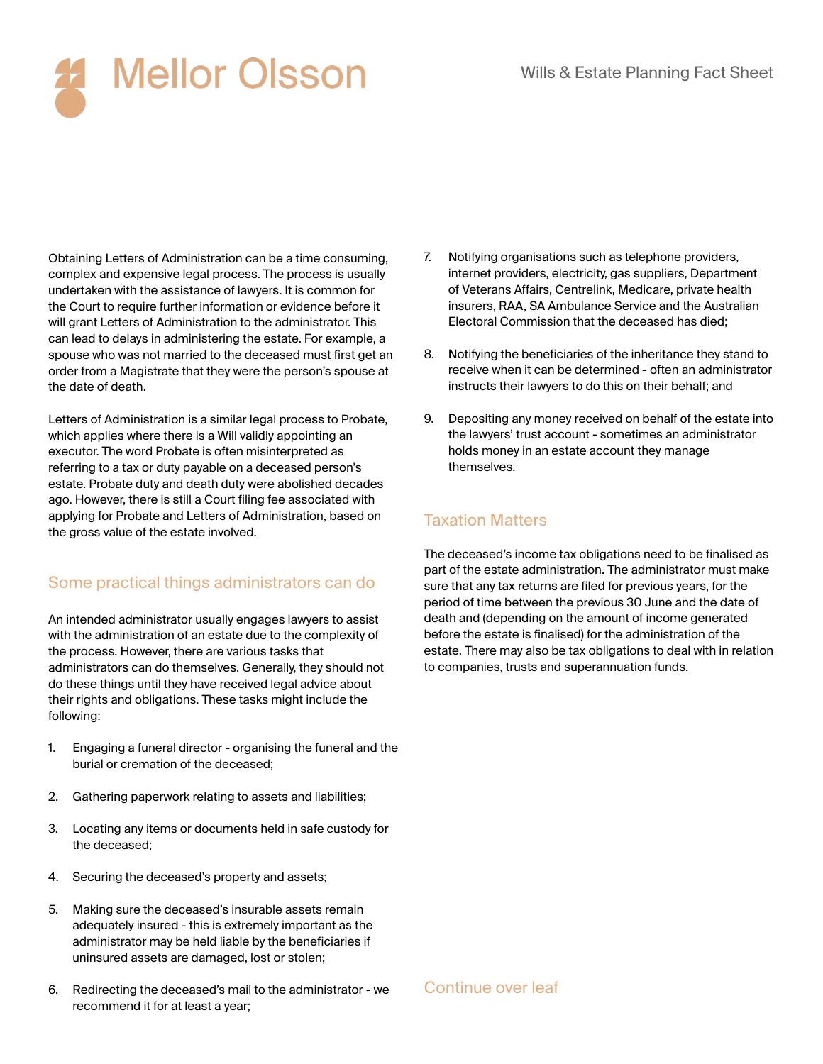Obtaining Letters of Administration can be a time consuming, complex and expensive legal process. The process is usually undertaken with the assistance of lawyers. It is common for the Court to require further information or evidence before it will grant Letters of Administration to the administrator. This can lead to delays in administering the estate. For example, a spouse who was not married to the deceased must first get an order from a Magistrate that they were the person's spouse at the date of death.

Letters of Administration is a similar legal process to Probate, which applies where there is a Will validly appointing an executor. The word Probate is often misinterpreted as referring to a tax or duty payable on a deceased person's estate. Probate duty and death duty were abolished decades ago. However, there is still a Court filing fee associated with applying for Probate and Letters of Administration, based on the gross value of the estate involved.

## Some practical things administrators can do

An intended administrator usually engages lawyers to assist with the administration of an estate due to the complexity of the process. However, there are various tasks that administrators can do themselves. Generally, they should not do these things until they have received legal advice about their rights and obligations. These tasks might include the following:

1. Engaging a funeral director - organising the funeral and the burial or cremation of the deceased;
2. Gathering paperwork relating to assets and liabilities;
3. Locating any items or documents held in safe custody for the deceased;
4. Securing the deceased's property and assets;
5. Making sure the deceased's insurable assets remain adequately insured - this is extremely important as the administrator may be held liable by the beneficiaries if uninsured assets are damaged, lost or stolen;
6. Redirecting the deceased's mail to the administrator - we recommend it for at least a year;
7. Notifying organisations such as telephone providers, internet providers, electricity, gas suppliers, Department of Veterans Affairs, Centrelink, Medicare, private health insurers, RAA, SA Ambulance Service and the Australian Electoral Commission that the deceased has died;
8. Notifying the beneficiaries of the inheritance they stand to receive when it can be determined - often an administrator instructs their lawyers to do this on their behalf; and
9. Depositing any money received on behalf of the estate into the lawyers' trust account - sometimes an administrator holds money in an estate account they manage themselves.

## Taxation Matters

The deceased's income tax obligations need to be finalised as part of the estate administration. The administrator must make sure that any tax returns are filed for previous years, for the period of time between the previous 30 June and the date of death and (depending on the amount of income generated before the estate is finalised) for the administration of the estate. There may also be tax obligations to deal with in relation to companies, trusts and superannuation funds.

Continue over leaf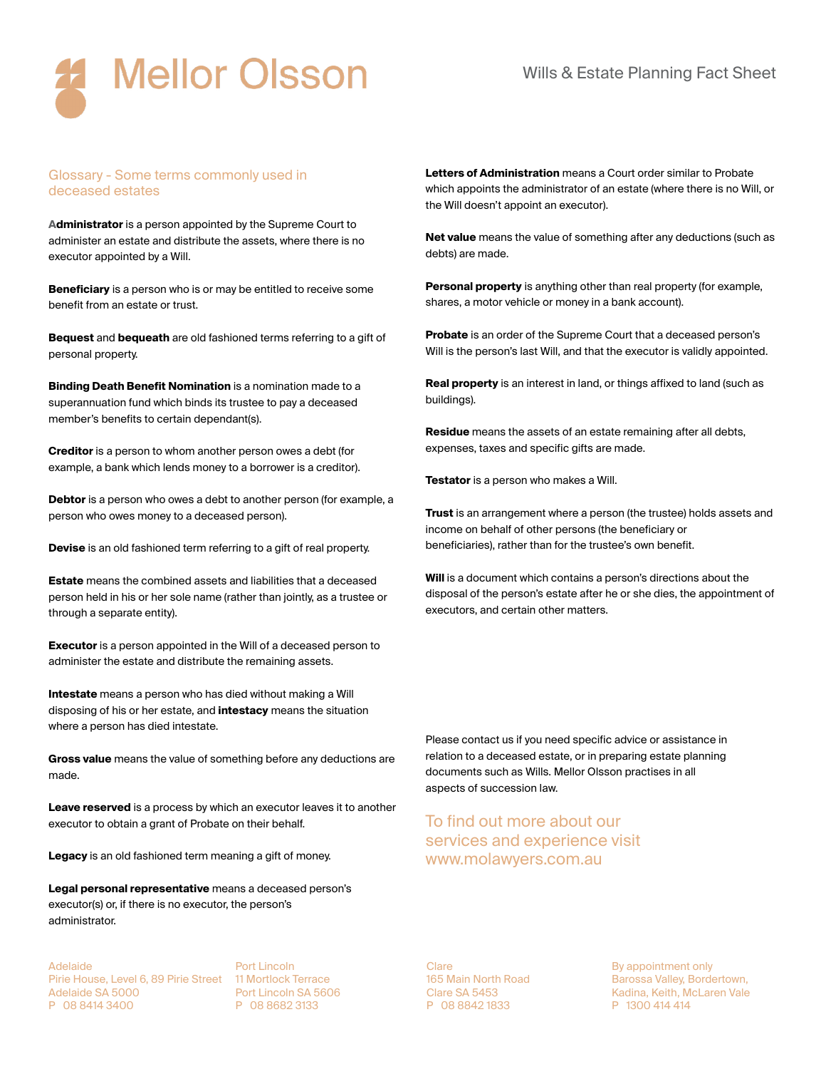# Mellor Olsson

Wills & Estate Planning Fact Sheet

## Glossary - Some terms commonly used in deceased estates

**Administrator** is a person appointed by the Supreme Court to administer an estate and distribute the assets, where there is no executor appointed by a Will.

**Beneficiary** is a person who is or may be entitled to receive some benefit from an estate or trust.

**Bequest** and **bequeath** are old fashioned terms referring to a gift of personal property.

**Binding Death Benefit Nomination** is a nomination made to a superannuation fund which binds its trustee to pay a deceased member's benefits to certain dependant(s).

**Creditor** is a person to whom another person owes a debt (for example, a bank which lends money to a borrower is a creditor).

**Debtor** is a person who owes a debt to another person (for example, a person who owes money to a deceased person).

**Devise** is an old fashioned term referring to a gift of real property.

**Estate** means the combined assets and liabilities that a deceased person held in his or her sole name (rather than jointly, as a trustee or through a separate entity).

**Executor** is a person appointed in the Will of a deceased person to administer the estate and distribute the remaining assets.

**Intestate** means a person who has died without making a Will disposing of his or her estate, and **intestacy** means the situation where a person has died intestate.

**Gross value** means the value of something before any deductions are made.

**Leave reserved** is a process by which an executor leaves it to another executor to obtain a grant of Probate on their behalf.

**Legacy** is an old fashioned term meaning a gift of money.

**Legal personal representative** means a deceased person's executor(s) or, if there is no executor, the person's administrator.

**Letters of Administration** means a Court order similar to Probate which appoints the administrator of an estate (where there is no Will, or the Will doesn't appoint an executor).

**Net value** means the value of something after any deductions (such as debts) are made.

**Personal property** is anything other than real property (for example, shares, a motor vehicle or money in a bank account).

**Probate** is an order of the Supreme Court that a deceased person's Will is the person's last Will, and that the executor is validly appointed.

**Real property** is an interest in land, or things affixed to land (such as buildings).

**Residue** means the assets of an estate remaining after all debts, expenses, taxes and specific gifts are made.

**Testator** is a person who makes a Will.

**Trust** is an arrangement where a person (the trustee) holds assets and income on behalf of other persons (the beneficiary or beneficiaries), rather than for the trustee's own benefit.

**Will** is a document which contains a person's directions about the disposal of the person's estate after he or she dies, the appointment of executors, and certain other matters.

Please contact us if you need specific advice or assistance in relation to a deceased estate, or in preparing estate planning documents such as Wills. Mellor Olsson practises in all aspects of succession law.

To find out more about our services and experience visit www.molawyers.com.au

Adelaide
Pirie House, Level 6, 89 Pirie Street
Adelaide SA 5000
P 08 8414 3400

Port Lincoln
11 Mortlock Terrace
Port Lincoln SA 5606
P 08 8682 3133

Clare
165 Main North Road
Clare SA 5453
P 08 8842 1833

By appointment only
Barossa Valley, Bordertown,
Kadina, Keith, McLaren Vale
P 1300 414 414